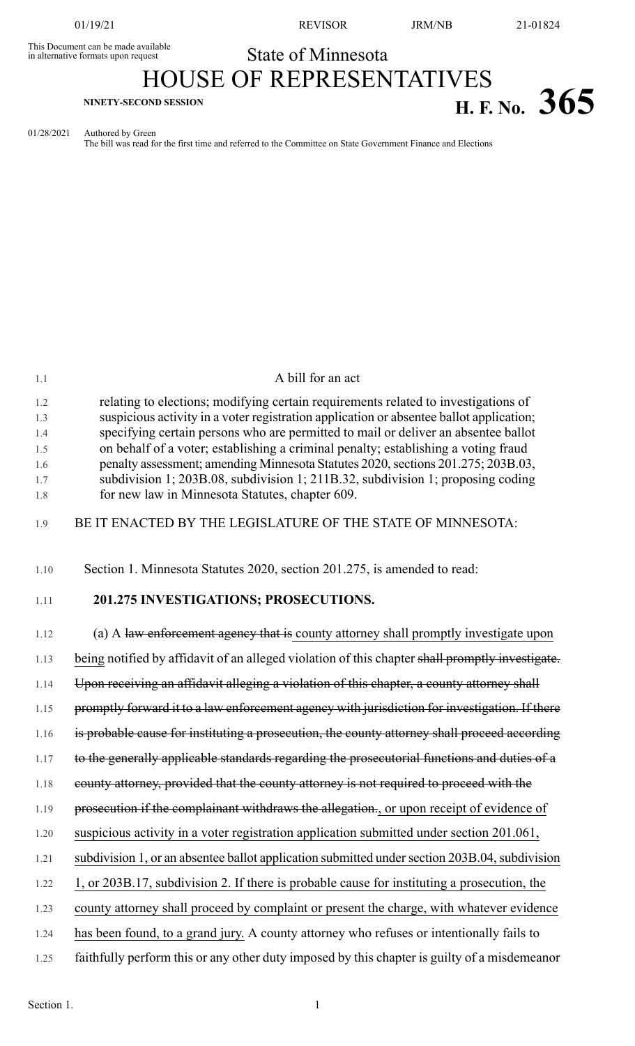01/19/21 REVISOR JRM/NB 21-01824

This Document can be made available in alternative formats upon request

State of Minnesota

# HOUSE OF REPRESENTATIVES

**NINETY-SECOND SESSION**

# H. F. No. 365

01/28/2021 Authored by Green

The bill was read for the first time and referred to the Committee on State Government Finance and Elections

1.1 A bill for an act

1.2 relating to elections; modifying certain requirements related to investigations of
1.3 suspicious activity in a voter registration application or absentee ballot application;
1.4 specifying certain persons who are permitted to mail or deliver an absentee ballot
1.5 on behalf of a voter; establishing a criminal penalty; establishing a voting fraud
1.6 penalty assessment; amending Minnesota Statutes 2020, sections 201.275; 203B.03,
1.7 subdivision 1; 203B.08, subdivision 1; 211B.32, subdivision 1; proposing coding
1.8 for new law in Minnesota Statutes, chapter 609.

1.9 BE IT ENACTED BY THE LEGISLATURE OF THE STATE OF MINNESOTA:

1.10 Section 1. Minnesota Statutes 2020, section 201.275, is amended to read:

1.11 **201.275 INVESTIGATIONS; PROSECUTIONS.**

1.12 (a) A ~~law enforcement agency that is~~ county attorney shall promptly investigate upon
1.13 being notified by affidavit of an alleged violation of this chapter ~~shall promptly investigate.~~
1.14 ~~Upon receiving an affidavit alleging a violation of this chapter, a county attorney shall~~
1.15 ~~promptly forward it to a law enforcement agency with jurisdiction for investigation. If there~~
1.16 ~~is probable cause for instituting a prosecution, the county attorney shall proceed according~~
1.17 ~~to the generally applicable standards regarding the prosecutorial functions and duties of a~~
1.18 ~~county attorney, provided that the county attorney is not required to proceed with the~~
1.19 ~~prosecution if the complainant withdraws the allegation.~~, or upon receipt of evidence of
1.20 suspicious activity in a voter registration application submitted under section 201.061,
1.21 subdivision 1, or an absentee ballot application submitted under section 203B.04, subdivision
1.22 1, or 203B.17, subdivision 2. If there is probable cause for instituting a prosecution, the
1.23 county attorney shall proceed by complaint or present the charge, with whatever evidence
1.24 has been found, to a grand jury. A county attorney who refuses or intentionally fails to
1.25 faithfully perform this or any other duty imposed by this chapter is guilty of a misdemeanor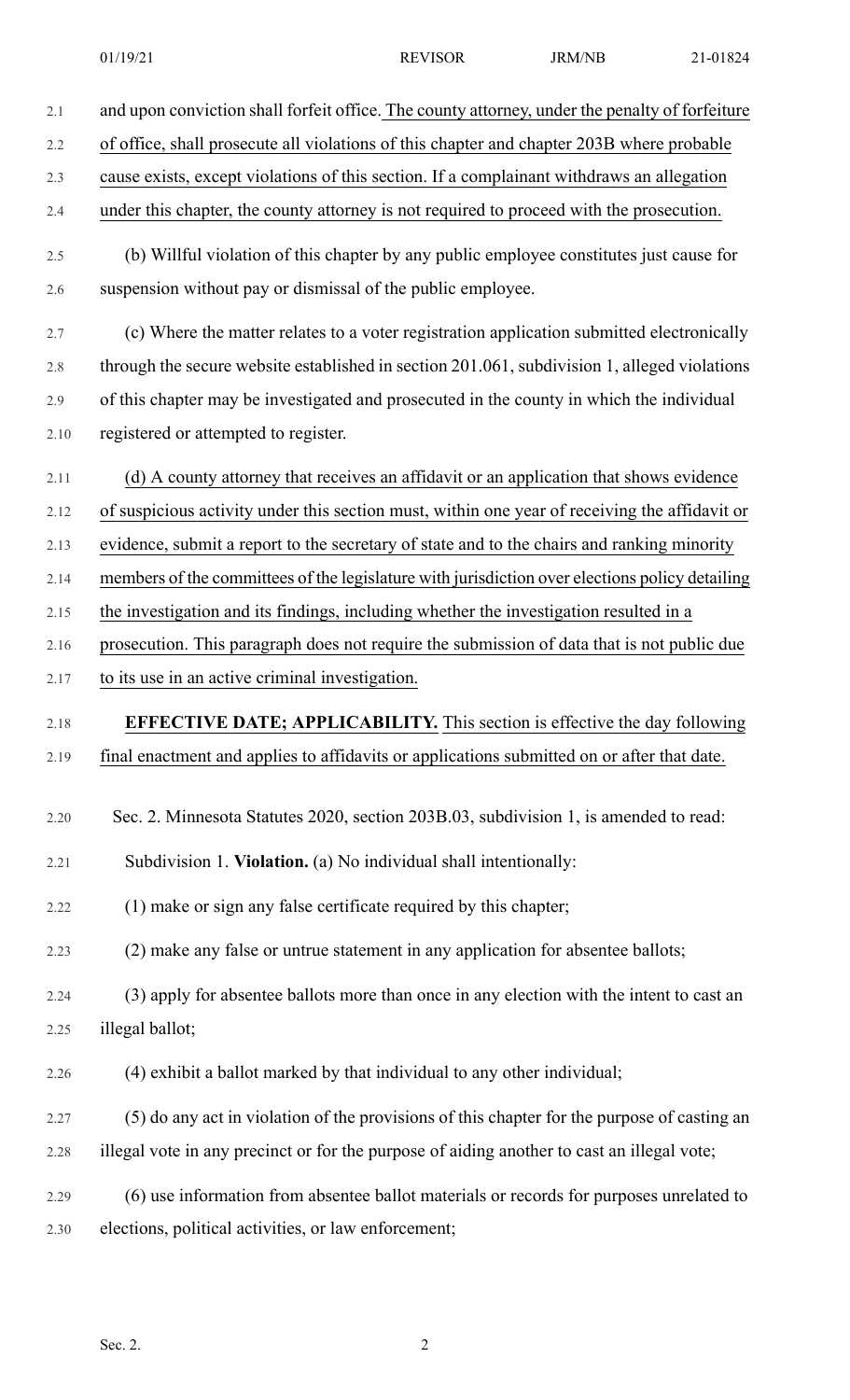and upon conviction shall forfeit office. The county attorney, under the penalty of forfeiture of office, shall prosecute all violations of this chapter and chapter 203B where probable cause exists, except violations of this section. If a complainant withdraws an allegation under this chapter, the county attorney is not required to proceed with the prosecution.

(b) Willful violation of this chapter by any public employee constitutes just cause for suspension without pay or dismissal of the public employee.

(c) Where the matter relates to a voter registration application submitted electronically through the secure website established in section 201.061, subdivision 1, alleged violations of this chapter may be investigated and prosecuted in the county in which the individual registered or attempted to register.

(d) A county attorney that receives an affidavit or an application that shows evidence of suspicious activity under this section must, within one year of receiving the affidavit or evidence, submit a report to the secretary of state and to the chairs and ranking minority members of the committees of the legislature with jurisdiction over elections policy detailing the investigation and its findings, including whether the investigation resulted in a prosecution. This paragraph does not require the submission of data that is not public due to its use in an active criminal investigation.

**EFFECTIVE DATE; APPLICABILITY.** This section is effective the day following final enactment and applies to affidavits or applications submitted on or after that date.

Sec. 2. Minnesota Statutes 2020, section 203B.03, subdivision 1, is amended to read:

Subdivision 1. **Violation.** (a) No individual shall intentionally:

(1) make or sign any false certificate required by this chapter;

(2) make any false or untrue statement in any application for absentee ballots;

(3) apply for absentee ballots more than once in any election with the intent to cast an illegal ballot;

(4) exhibit a ballot marked by that individual to any other individual;

(5) do any act in violation of the provisions of this chapter for the purpose of casting an illegal vote in any precinct or for the purpose of aiding another to cast an illegal vote;

(6) use information from absentee ballot materials or records for purposes unrelated to elections, political activities, or law enforcement;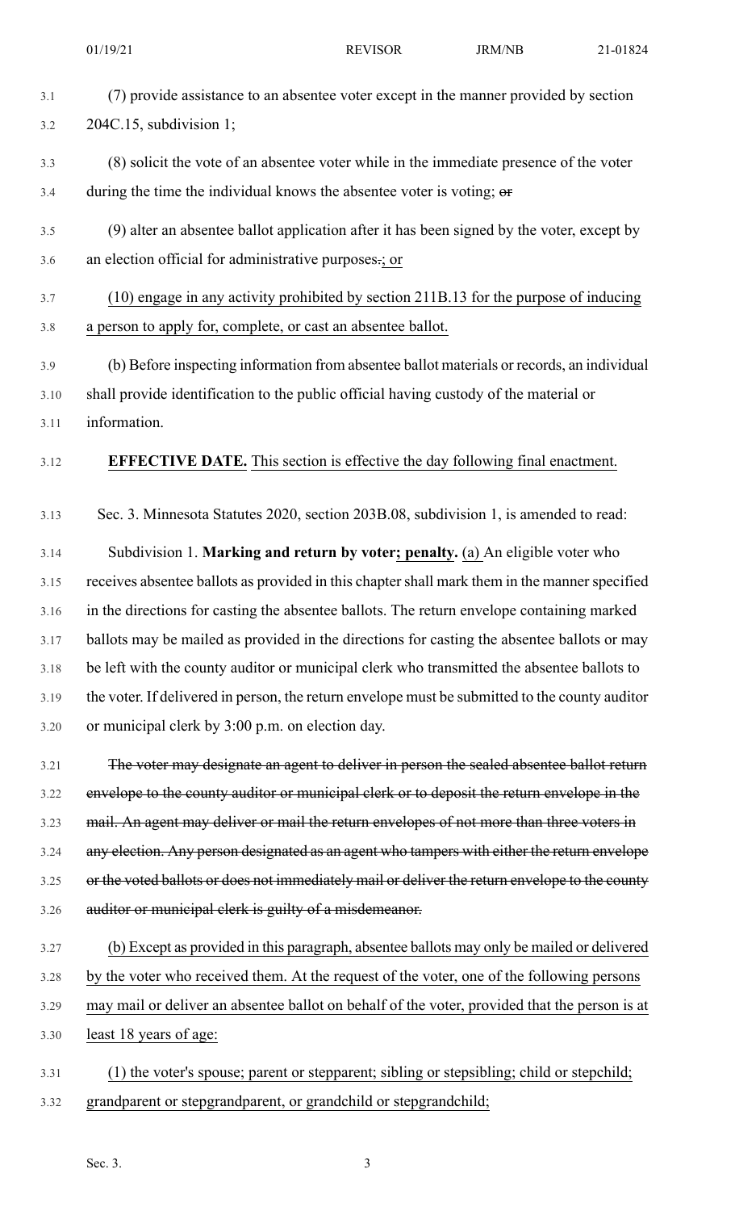(7) provide assistance to an absentee voter except in the manner provided by section 204C.15, subdivision 1;

(8) solicit the vote of an absentee voter while in the immediate presence of the voter during the time the individual knows the absentee voter is voting; ~~or~~

(9) alter an absentee ballot application after it has been signed by the voter, except by an election official for administrative purposes~~.~~; or

(10) engage in any activity prohibited by section 211B.13 for the purpose of inducing a person to apply for, complete, or cast an absentee ballot.

(b) Before inspecting information from absentee ballot materials or records, an individual shall provide identification to the public official having custody of the material or information.

**EFFECTIVE DATE.** This section is effective the day following final enactment.

Sec. 3. Minnesota Statutes 2020, section 203B.08, subdivision 1, is amended to read:

Subdivision 1. **Marking and return by voter; penalty.** (a) An eligible voter who receives absentee ballots as provided in this chapter shall mark them in the manner specified in the directions for casting the absentee ballots. The return envelope containing marked ballots may be mailed as provided in the directions for casting the absentee ballots or may be left with the county auditor or municipal clerk who transmitted the absentee ballots to the voter. If delivered in person, the return envelope must be submitted to the county auditor or municipal clerk by 3:00 p.m. on election day.

~~The voter may designate an agent to deliver in person the sealed absentee ballot return envelope to the county auditor or municipal clerk or to deposit the return envelope in the mail. An agent may deliver or mail the return envelopes of not more than three voters in any election. Any person designated as an agent who tampers with either the return envelope or the voted ballots or does not immediately mail or deliver the return envelope to the county auditor or municipal clerk is guilty of a misdemeanor.~~

(b) Except as provided in this paragraph, absentee ballots may only be mailed or delivered by the voter who received them. At the request of the voter, one of the following persons may mail or deliver an absentee ballot on behalf of the voter, provided that the person is at least 18 years of age:

(1) the voter's spouse; parent or stepparent; sibling or stepsibling; child or stepchild; grandparent or stepgrandparent, or grandchild or stepgrandchild;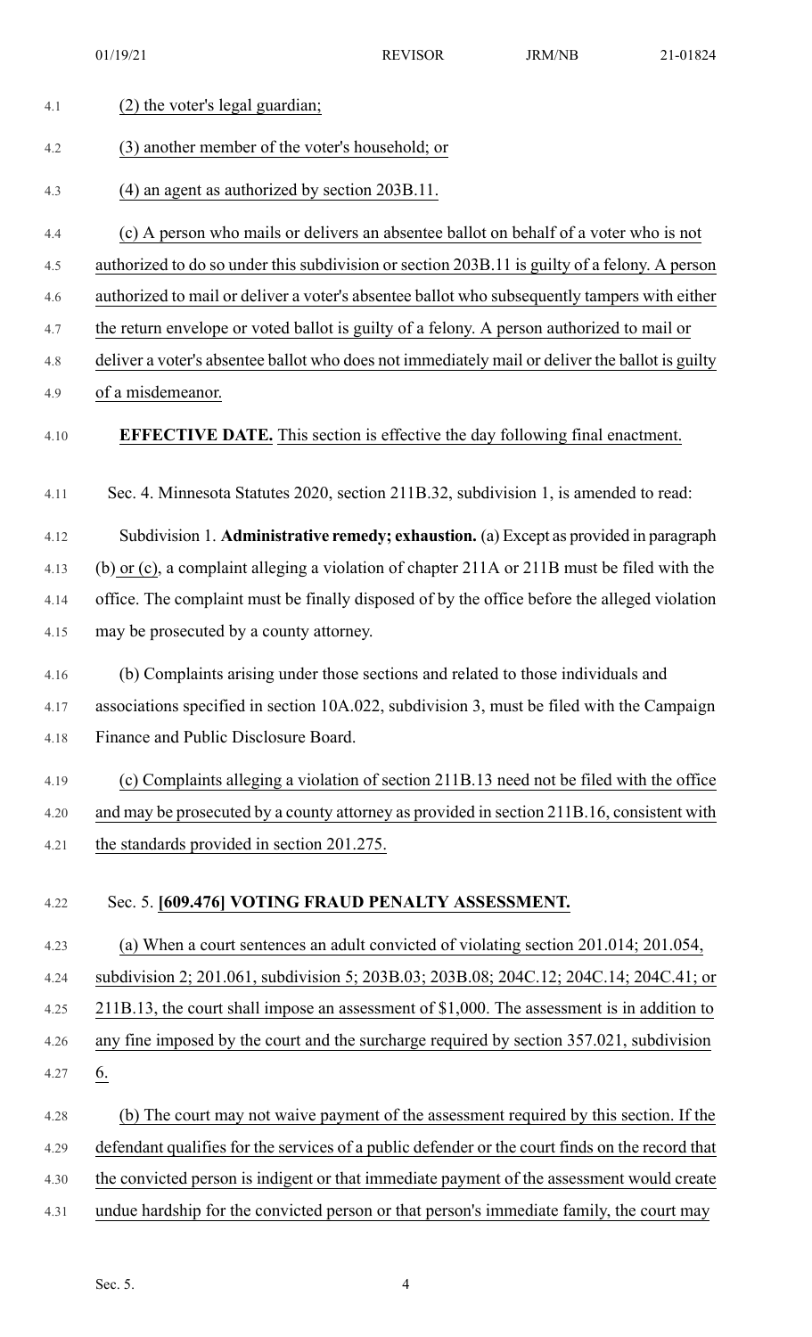(2) the voter's legal guardian;

(3) another member of the voter's household; or

(4) an agent as authorized by section 203B.11.

(c) A person who mails or delivers an absentee ballot on behalf of a voter who is not authorized to do so under this subdivision or section 203B.11 is guilty of a felony. A person authorized to mail or deliver a voter's absentee ballot who subsequently tampers with either the return envelope or voted ballot is guilty of a felony. A person authorized to mail or deliver a voter's absentee ballot who does not immediately mail or deliver the ballot is guilty of a misdemeanor.

**EFFECTIVE DATE.** This section is effective the day following final enactment.

Sec. 4. Minnesota Statutes 2020, section 211B.32, subdivision 1, is amended to read:

Subdivision 1. **Administrative remedy; exhaustion.** (a) Except as provided in paragraph (b) or (c), a complaint alleging a violation of chapter 211A or 211B must be filed with the office. The complaint must be finally disposed of by the office before the alleged violation may be prosecuted by a county attorney.

(b) Complaints arising under those sections and related to those individuals and associations specified in section 10A.022, subdivision 3, must be filed with the Campaign Finance and Public Disclosure Board.

(c) Complaints alleging a violation of section 211B.13 need not be filed with the office and may be prosecuted by a county attorney as provided in section 211B.16, consistent with the standards provided in section 201.275.

Sec. 5. **[609.476] VOTING FRAUD PENALTY ASSESSMENT.**

(a) When a court sentences an adult convicted of violating section 201.014; 201.054, subdivision 2; 201.061, subdivision 5; 203B.03; 203B.08; 204C.12; 204C.14; 204C.41; or 211B.13, the court shall impose an assessment of $1,000. The assessment is in addition to any fine imposed by the court and the surcharge required by section 357.021, subdivision 6.

(b) The court may not waive payment of the assessment required by this section. If the defendant qualifies for the services of a public defender or the court finds on the record that the convicted person is indigent or that immediate payment of the assessment would create undue hardship for the convicted person or that person's immediate family, the court may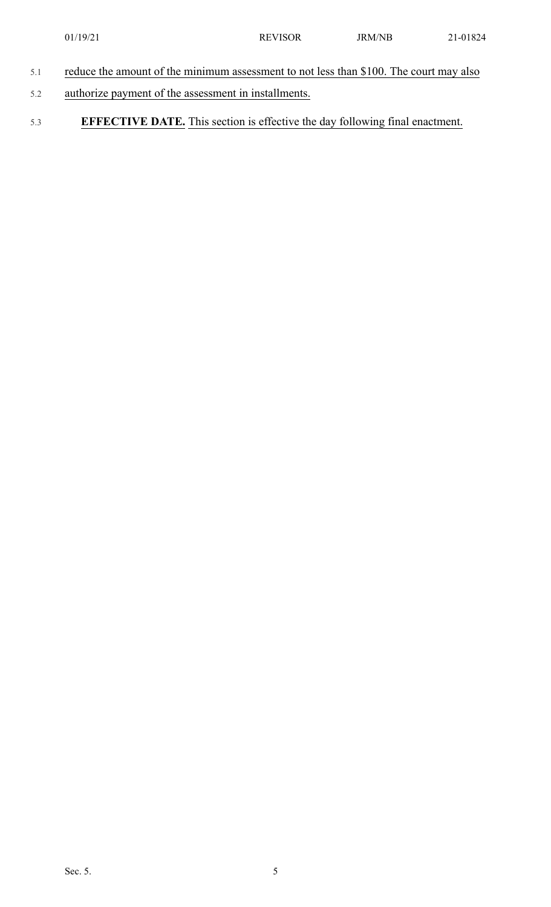reduce the amount of the minimum assessment to not less than $100. The court may also authorize payment of the assessment in installments.

**EFFECTIVE DATE.** This section is effective the day following final enactment.